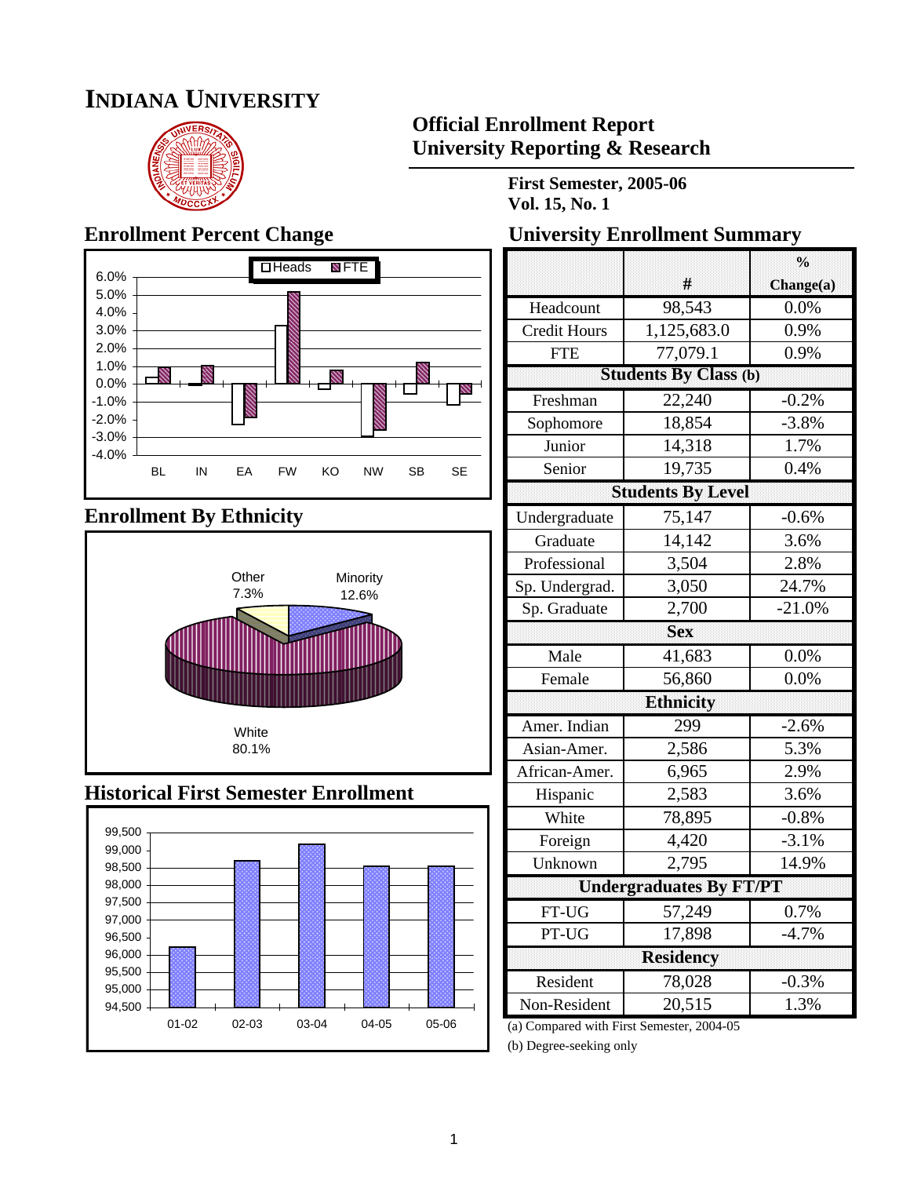# INDIANA UNIVERSITY

## Official Enrollment Report
## University Reporting & Research

**First Semester, 2005-06**
**Vol. 15, No. 1**

## Enrollment Percent Change

Heads / FTE

6.0%
5.0%
4.0%
3.0%
2.0%
1.0%
0.0%
-1.0%
-2.0%
-3.0%
-4.0%

BL IN EA FW KO NW SB SE

## Enrollment By Ethnicity

Other 7.3%
Minority 12.6%
White 80.1%

## Historical First Semester Enrollment

99,500
99,000
98,500
98,000
97,500
97,000
96,500
96,000
95,500
95,000
94,500

01-02 02-03 03-04 04-05 05-06

## University Enrollment Summary

| | # | % Change(a) |
|---|---|---|
| Headcount | 98,543 | 0.0% |
| Credit Hours | 1,125,683.0 | 0.9% |
| FTE | 77,079.1 | 0.9% |
| **Students By Class (b)** | | |
| Freshman | 22,240 | -0.2% |
| Sophomore | 18,854 | -3.8% |
| Junior | 14,318 | 1.7% |
| Senior | 19,735 | 0.4% |
| **Students By Level** | | |
| Undergraduate | 75,147 | -0.6% |
| Graduate | 14,142 | 3.6% |
| Professional | 3,504 | 2.8% |
| Sp. Undergrad. | 3,050 | 24.7% |
| Sp. Graduate | 2,700 | -21.0% |
| **Sex** | | |
| Male | 41,683 | 0.0% |
| Female | 56,860 | 0.0% |
| **Ethnicity** | | |
| Amer. Indian | 299 | -2.6% |
| Asian-Amer. | 2,586 | 5.3% |
| African-Amer. | 6,965 | 2.9% |
| Hispanic | 2,583 | 3.6% |
| White | 78,895 | -0.8% |
| Foreign | 4,420 | -3.1% |
| Unknown | 2,795 | 14.9% |
| **Undergraduates By FT/PT** | | |
| FT-UG | 57,249 | 0.7% |
| PT-UG | 17,898 | -4.7% |
| **Residency** | | |
| Resident | 78,028 | -0.3% |
| Non-Resident | 20,515 | 1.3% |

(a) Compared with First Semester, 2004-05
(b) Degree-seeking only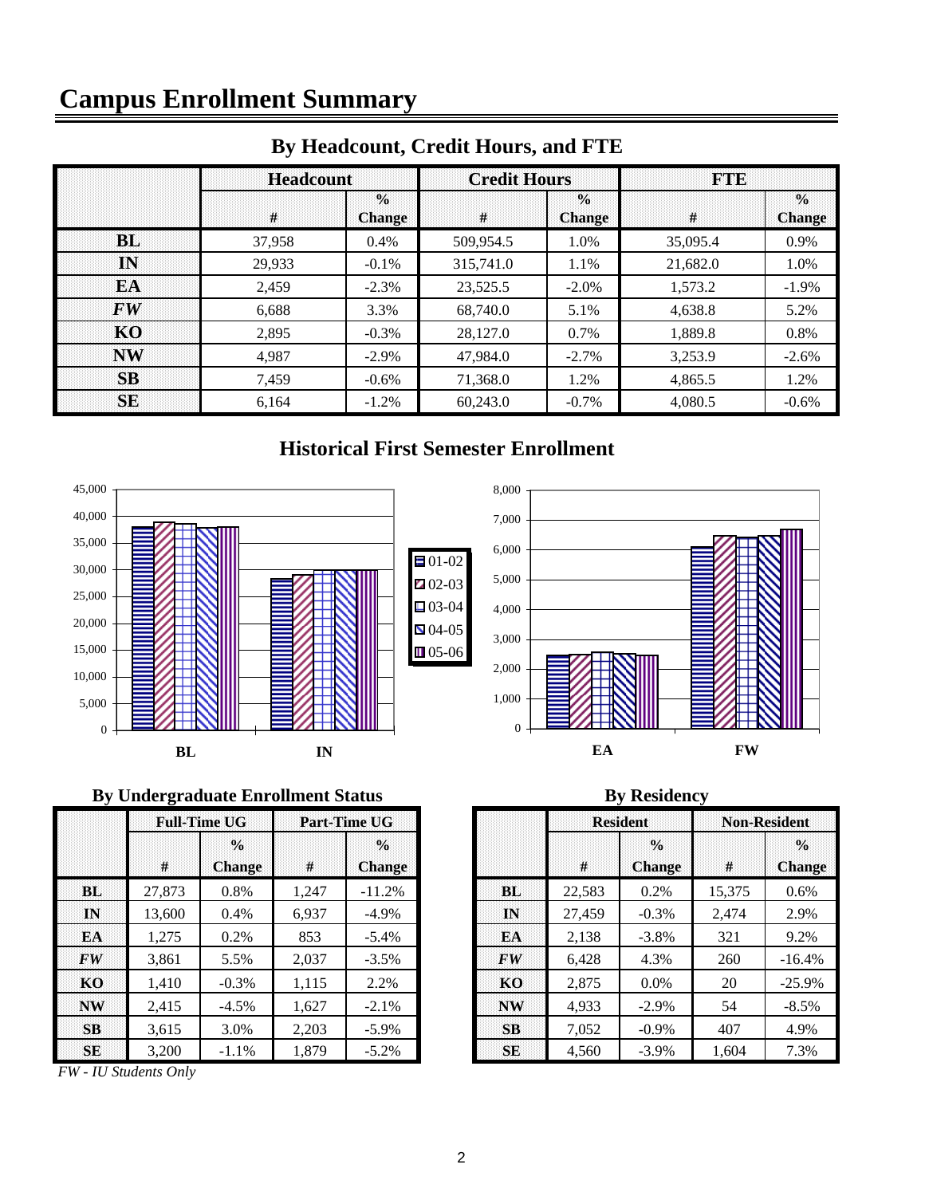// Campus Enrollment Summary

# Campus Enrollment Summary

## By Headcount, Credit Hours, and FTE

| | Headcount | | Credit Hours | | FTE | |
|---|---|---|---|---|---|---|
| | # | % Change | # | % Change | # | % Change |
| **BL** | 37,958 | 0.4% | 509,954.5 | 1.0% | 35,095.4 | 0.9% |
| **IN** | 29,933 | -0.1% | 315,741.0 | 1.1% | 21,682.0 | 1.0% |
| **EA** | 2,459 | -2.3% | 23,525.5 | -2.0% | 1,573.2 | -1.9% |
| ***FW*** | 6,688 | 3.3% | 68,740.0 | 5.1% | 4,638.8 | 5.2% |
| **KO** | 2,895 | -0.3% | 28,127.0 | 0.7% | 1,889.8 | 0.8% |
| **NW** | 4,987 | -2.9% | 47,984.0 | -2.7% | 3,253.9 | -2.6% |
| **SB** | 7,459 | -0.6% | 71,368.0 | 1.2% | 4,865.5 | 1.2% |
| **SE** | 6,164 | -1.2% | 60,243.0 | -0.7% | 4,080.5 | -0.6% |

## Historical First Semester Enrollment

## By Undergraduate Enrollment Status

| | Full-Time UG | | Part-Time UG | |
|---|---|---|---|---|
| | # | % Change | # | % Change |
| **BL** | 27,873 | 0.8% | 1,247 | -11.2% |
| **IN** | 13,600 | 0.4% | 6,937 | -4.9% |
| **EA** | 1,275 | 0.2% | 853 | -5.4% |
| ***FW*** | 3,861 | 5.5% | 2,037 | -3.5% |
| **KO** | 1,410 | -0.3% | 1,115 | 2.2% |
| **NW** | 2,415 | -4.5% | 1,627 | -2.1% |
| **SB** | 3,615 | 3.0% | 2,203 | -5.9% |
| **SE** | 3,200 | -1.1% | 1,879 | -5.2% |

*FW - IU Students Only*

## By Residency

| | Resident | | Non-Resident | |
|---|---|---|---|---|
| | # | % Change | # | % Change |
| **BL** | 22,583 | 0.2% | 15,375 | 0.6% |
| **IN** | 27,459 | -0.3% | 2,474 | 2.9% |
| **EA** | 2,138 | -3.8% | 321 | 9.2% |
| ***FW*** | 6,428 | 4.3% | 260 | -16.4% |
| **KO** | 2,875 | 0.0% | 20 | -25.9% |
| **NW** | 4,933 | -2.9% | 54 | -8.5% |
| **SB** | 7,052 | -0.9% | 407 | 4.9% |
| **SE** | 4,560 | -3.9% | 1,604 | 7.3% |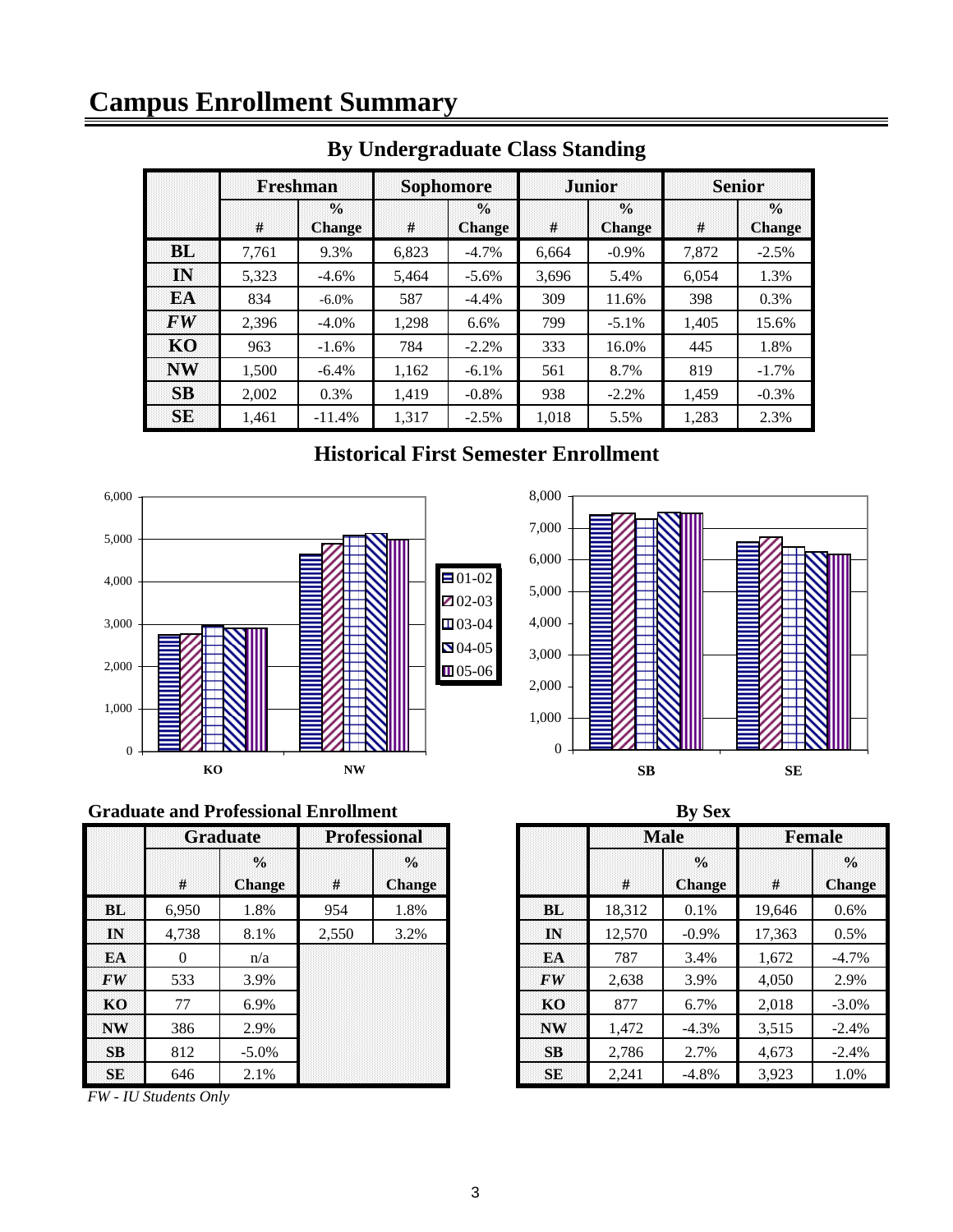# Campus Enrollment Summary

## By Undergraduate Class Standing

| | Freshman | | Sophomore | | Junior | | Senior | |
|---|---|---|---|---|---|---|---|---|
| | # | % Change | # | % Change | # | % Change | # | % Change |
| **BL** | 7,761 | 9.3% | 6,823 | -4.7% | 6,664 | -0.9% | 7,872 | -2.5% |
| **IN** | 5,323 | -4.6% | 5,464 | -5.6% | 3,696 | 5.4% | 6,054 | 1.3% |
| **EA** | 834 | -6.0% | 587 | -4.4% | 309 | 11.6% | 398 | 0.3% |
| ***FW*** | 2,396 | -4.0% | 1,298 | 6.6% | 799 | -5.1% | 1,405 | 15.6% |
| **KO** | 963 | -1.6% | 784 | -2.2% | 333 | 16.0% | 445 | 1.8% |
| **NW** | 1,500 | -6.4% | 1,162 | -6.1% | 561 | 8.7% | 819 | -1.7% |
| **SB** | 2,002 | 0.3% | 1,419 | -0.8% | 938 | -2.2% | 1,459 | -0.3% |
| **SE** | 1,461 | -11.4% | 1,317 | -2.5% | 1,018 | 5.5% | 1,283 | 2.3% |

## Historical First Semester Enrollment

### Graduate and Professional Enrollment

| | Graduate | | Professional | |
|---|---|---|---|---|
| | # | % Change | # | % Change |
| **BL** | 6,950 | 1.8% | 954 | 1.8% |
| **IN** | 4,738 | 8.1% | 2,550 | 3.2% |
| **EA** | 0 | n/a | | |
| ***FW*** | 533 | 3.9% | | |
| **KO** | 77 | 6.9% | | |
| **NW** | 386 | 2.9% | | |
| **SB** | 812 | -5.0% | | |
| **SE** | 646 | 2.1% | | |

*FW - IU Students Only*

### By Sex

| | Male | | Female | |
|---|---|---|---|---|
| | # | % Change | # | % Change |
| **BL** | 18,312 | 0.1% | 19,646 | 0.6% |
| **IN** | 12,570 | -0.9% | 17,363 | 0.5% |
| **EA** | 787 | 3.4% | 1,672 | -4.7% |
| ***FW*** | 2,638 | 3.9% | 4,050 | 2.9% |
| **KO** | 877 | 6.7% | 2,018 | -3.0% |
| **NW** | 1,472 | -4.3% | 3,515 | -2.4% |
| **SB** | 2,786 | 2.7% | 4,673 | -2.4% |
| **SE** | 2,241 | -4.8% | 3,923 | 1.0% |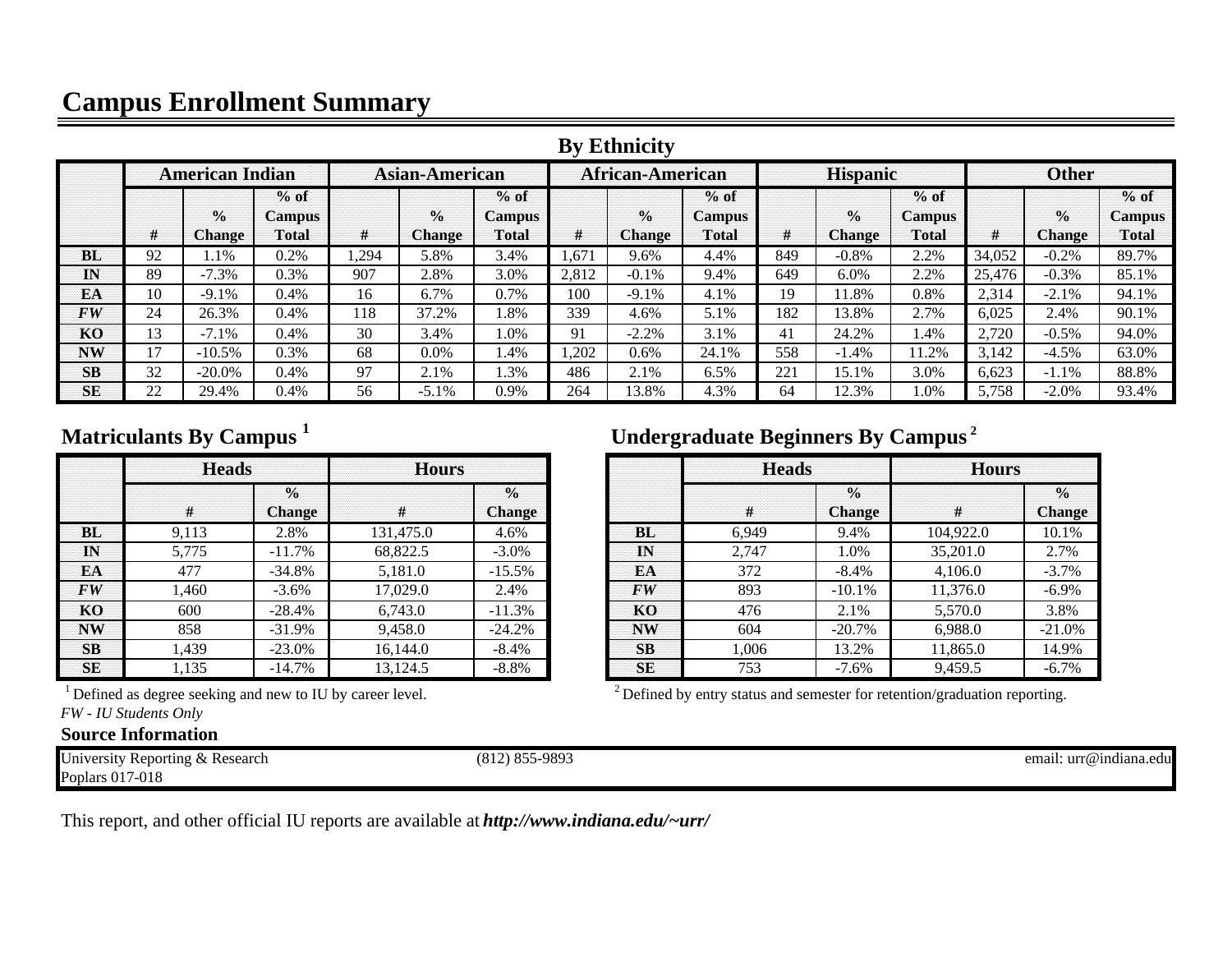# Campus Enrollment Summary

## By Ethnicity

| | American Indian | | | Asian-American | | | African-American | | | Hispanic | | | Other | | |
|---|---|---|---|---|---|---|---|---|---|---|---|---|---|---|---|
| | # | % Change | % of Campus Total | # | % Change | % of Campus Total | # | % Change | % of Campus Total | # | % Change | % of Campus Total | # | % Change | % of Campus Total |
| **BL** | 92 | 1.1% | 0.2% | 1,294 | 5.8% | 3.4% | 1,671 | 9.6% | 4.4% | 849 | -0.8% | 2.2% | 34,052 | -0.2% | 89.7% |
| **IN** | 89 | -7.3% | 0.3% | 907 | 2.8% | 3.0% | 2,812 | -0.1% | 9.4% | 649 | 6.0% | 2.2% | 25,476 | -0.3% | 85.1% |
| **EA** | 10 | -9.1% | 0.4% | 16 | 6.7% | 0.7% | 100 | -9.1% | 4.1% | 19 | 11.8% | 0.8% | 2,314 | -2.1% | 94.1% |
| ***FW*** | 24 | 26.3% | 0.4% | 118 | 37.2% | 1.8% | 339 | 4.6% | 5.1% | 182 | 13.8% | 2.7% | 6,025 | 2.4% | 90.1% |
| **KO** | 13 | -7.1% | 0.4% | 30 | 3.4% | 1.0% | 91 | -2.2% | 3.1% | 41 | 24.2% | 1.4% | 2,720 | -0.5% | 94.0% |
| **NW** | 17 | -10.5% | 0.3% | 68 | 0.0% | 1.4% | 1,202 | 0.6% | 24.1% | 558 | -1.4% | 11.2% | 3,142 | -4.5% | 63.0% |
| **SB** | 32 | -20.0% | 0.4% | 97 | 2.1% | 1.3% | 486 | 2.1% | 6.5% | 221 | 15.1% | 3.0% | 6,623 | -1.1% | 88.8% |
| **SE** | 22 | 29.4% | 0.4% | 56 | -5.1% | 0.9% | 264 | 13.8% | 4.3% | 64 | 12.3% | 1.0% | 5,758 | -2.0% | 93.4% |

## Matriculants By Campus [1]

| | Heads | | Hours | |
|---|---|---|---|---|
| | # | % Change | # | % Change |
| **BL** | 9,113 | 2.8% | 131,475.0 | 4.6% |
| **IN** | 5,775 | -11.7% | 68,822.5 | -3.0% |
| **EA** | 477 | -34.8% | 5,181.0 | -15.5% |
| ***FW*** | 1,460 | -3.6% | 17,029.0 | 2.4% |
| **KO** | 600 | -28.4% | 6,743.0 | -11.3% |
| **NW** | 858 | -31.9% | 9,458.0 | -24.2% |
| **SB** | 1,439 | -23.0% | 16,144.0 | -8.4% |
| **SE** | 1,135 | -14.7% | 13,124.5 | -8.8% |

[1] Defined as degree seeking and new to IU by career level.

*FW - IU Students Only*

## Undergraduate Beginners By Campus [2]

| | Heads | | Hours | |
|---|---|---|---|---|
| | # | % Change | # | % Change |
| **BL** | 6,949 | 9.4% | 104,922.0 | 10.1% |
| **IN** | 2,747 | 1.0% | 35,201.0 | 2.7% |
| **EA** | 372 | -8.4% | 4,106.0 | -3.7% |
| ***FW*** | 893 | -10.1% | 11,376.0 | -6.9% |
| **KO** | 476 | 2.1% | 5,570.0 | 3.8% |
| **NW** | 604 | -20.7% | 6,988.0 | -21.0% |
| **SB** | 1,006 | 13.2% | 11,865.0 | 14.9% |
| **SE** | 753 | -7.6% | 9,459.5 | -6.7% |

[2] Defined by entry status and semester for retention/graduation reporting.

### Source Information

University Reporting & Research (812) 855-9893 email: urr@indiana.edu
Poplars 017-018

This report, and other official IU reports are available at ***http://www.indiana.edu/~urr/***